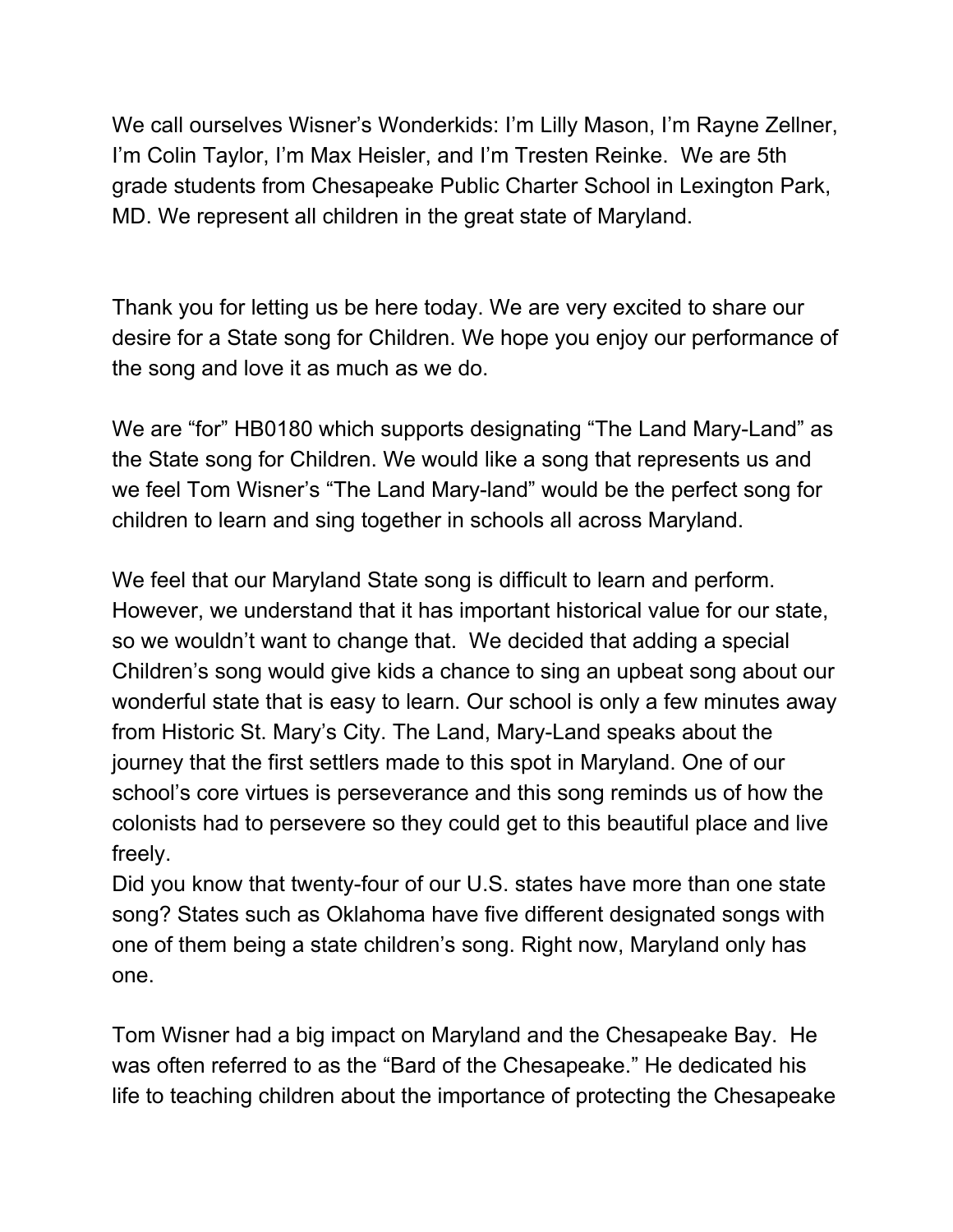We call ourselves Wisner's Wonderkids: I'm Lilly Mason, I'm Rayne Zellner, I'm Colin Taylor, I'm Max Heisler, and I'm Tresten Reinke. We are 5th grade students from Chesapeake Public Charter School in Lexington Park, MD. We represent all children in the great state of Maryland.

Thank you for letting us be here today. We are very excited to share our desire for a State song for Children. We hope you enjoy our performance of the song and love it as much as we do.

We are "for" HB0180 which supports designating "The Land Mary-Land" as the State song for Children. We would like a song that represents us and we feel Tom Wisner's "The Land Mary-land" would be the perfect song for children to learn and sing together in schools all across Maryland.

We feel that our Maryland State song is difficult to learn and perform. However, we understand that it has important historical value for our state, so we wouldn't want to change that. We decided that adding a special Children's song would give kids a chance to sing an upbeat song about our wonderful state that is easy to learn. Our school is only a few minutes away from Historic St. Mary's City. The Land, Mary-Land speaks about the journey that the first settlers made to this spot in Maryland. One of our school's core virtues is perseverance and this song reminds us of how the colonists had to persevere so they could get to this beautiful place and live freely.

Did you know that twenty-four of our U.S. states have more than one state song? States such as Oklahoma have five different designated songs with one of them being a state children's song. Right now, Maryland only has one.

Tom Wisner had a big impact on Maryland and the Chesapeake Bay. He was often referred to as the "Bard of the Chesapeake." He dedicated his life to teaching children about the importance of protecting the Chesapeake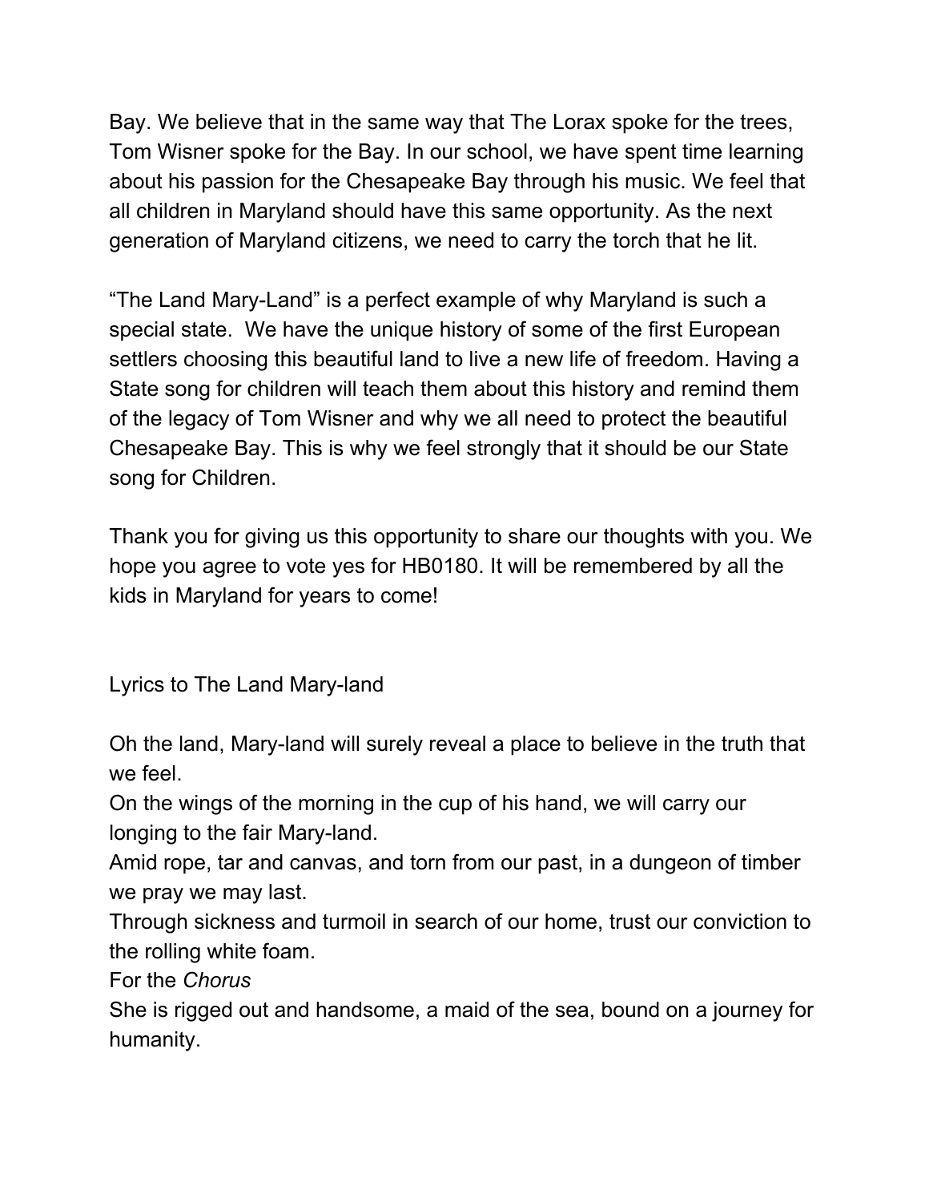Bay. We believe that in the same way that The Lorax spoke for the trees, Tom Wisner spoke for the Bay. In our school, we have spent time learning about his passion for the Chesapeake Bay through his music. We feel that all children in Maryland should have this same opportunity. As the next generation of Maryland citizens, we need to carry the torch that he lit.

"The Land Mary-Land" is a perfect example of why Maryland is such a special state. We have the unique history of some of the first European settlers choosing this beautiful land to live a new life of freedom. Having a State song for children will teach them about this history and remind them of the legacy of Tom Wisner and why we all need to protect the beautiful Chesapeake Bay. This is why we feel strongly that it should be our State song for Children.

Thank you for giving us this opportunity to share our thoughts with you. We hope you agree to vote yes for HB0180. It will be remembered by all the kids in Maryland for years to come!

Lyrics to The Land Mary-land

Oh the land, Mary-land will surely reveal a place to believe in the truth that we feel.
On the wings of the morning in the cup of his hand, we will carry our longing to the fair Mary-land.
Amid rope, tar and canvas, and torn from our past, in a dungeon of timber we pray we may last.
Through sickness and turmoil in search of our home, trust our conviction to the rolling white foam.
For the *Chorus*
She is rigged out and handsome, a maid of the sea, bound on a journey for humanity.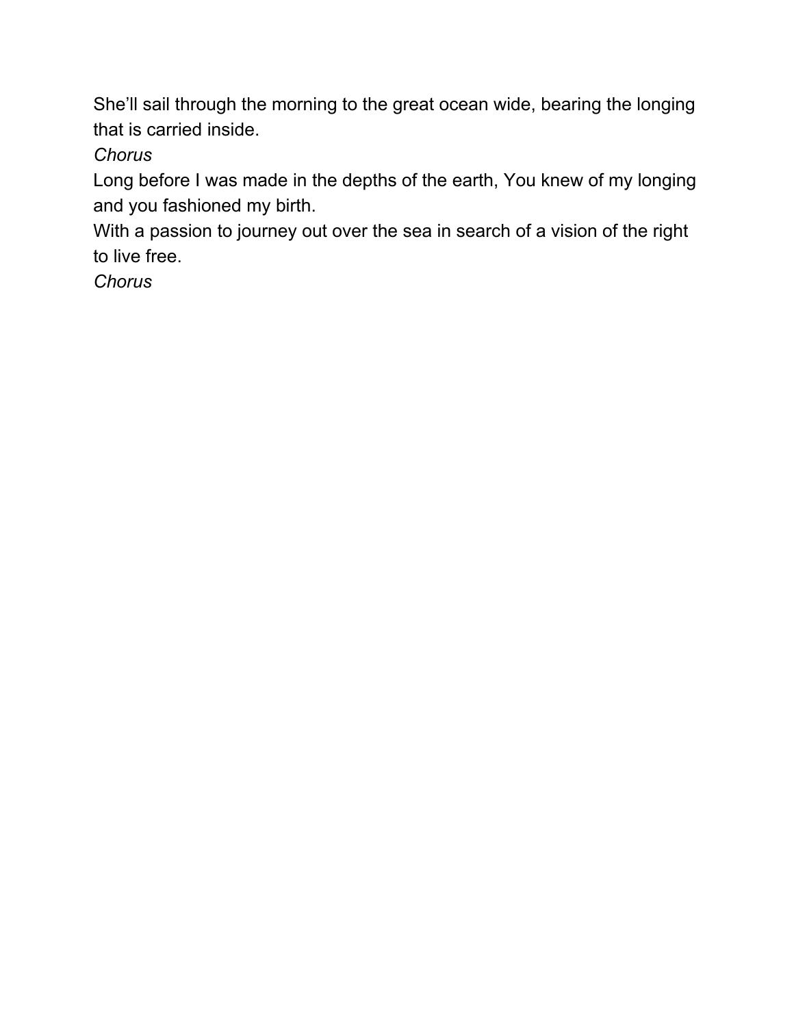She'll sail through the morning to the great ocean wide, bearing the longing that is carried inside.

*Chorus*

Long before I was made in the depths of the earth, You knew of my longing and you fashioned my birth.

With a passion to journey out over the sea in search of a vision of the right to live free.

*Chorus*